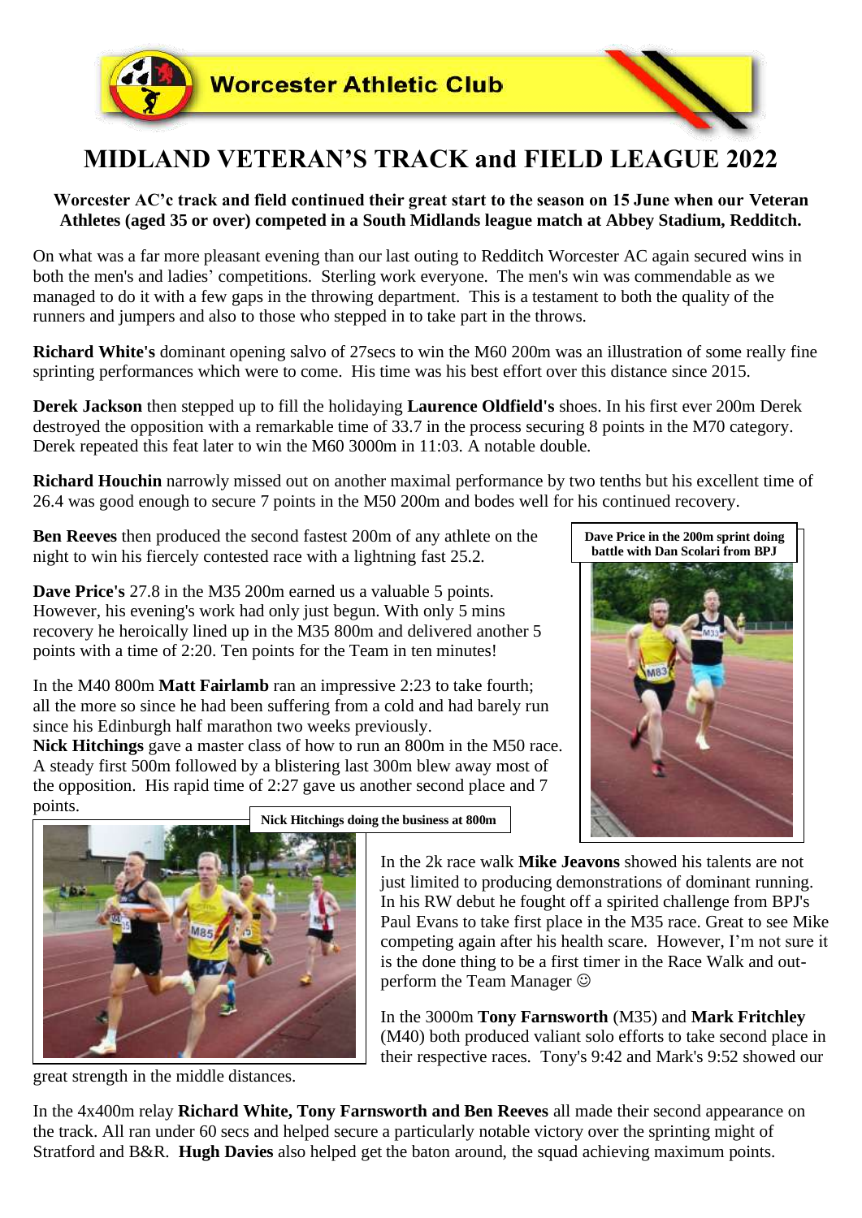Worcester Athletic Club

# MIDLAND VETERAN'S TRACK and FIELD LEAGUE 2022

**Worcester AC'c track and field continued their great start to the season on 15 June when our Veteran Athletes (aged 35 or over) competed in a South Midlands league match at Abbey Stadium, Redditch.**

On what was a far more pleasant evening than our last outing to Redditch Worcester AC again secured wins in both the men's and ladies' competitions. Sterling work everyone. The men's win was commendable as we managed to do it with a few gaps in the throwing department. This is a testament to both the quality of the runners and jumpers and also to those who stepped in to take part in the throws.

**Richard White's** dominant opening salvo of 27secs to win the M60 200m was an illustration of some really fine sprinting performances which were to come. His time was his best effort over this distance since 2015.

**Derek Jackson** then stepped up to fill the holidaying **Laurence Oldfield's** shoes. In his first ever 200m Derek destroyed the opposition with a remarkable time of 33.7 in the process securing 8 points in the M70 category. Derek repeated this feat later to win the M60 3000m in 11:03. A notable double.

**Richard Houchin** narrowly missed out on another maximal performance by two tenths but his excellent time of 26.4 was good enough to secure 7 points in the M50 200m and bodes well for his continued recovery.

**Ben Reeves** then produced the second fastest 200m of any athlete on the night to win his fiercely contested race with a lightning fast 25.2.

**Dave Price's** 27.8 in the M35 200m earned us a valuable 5 points. However, his evening's work had only just begun. With only 5 mins recovery he heroically lined up in the M35 800m and delivered another 5 points with a time of 2:20. Ten points for the Team in ten minutes!

**Dave Price in the 200m sprint doing battle with Dan Scolari from BPJ**

In the M40 800m **Matt Fairlamb** ran an impressive 2:23 to take fourth; all the more so since he had been suffering from a cold and had barely run since his Edinburgh half marathon two weeks previously.

**Nick Hitchings** gave a master class of how to run an 800m in the M50 race. A steady first 500m followed by a blistering last 300m blew away most of the opposition. His rapid time of 2:27 gave us another second place and 7 points.

**Nick Hitchings doing the business at 800m**

In the 2k race walk **Mike Jeavons** showed his talents are not just limited to producing demonstrations of dominant running. In his RW debut he fought off a spirited challenge from BPJ's Paul Evans to take first place in the M35 race. Great to see Mike competing again after his health scare. However, I'm not sure it is the done thing to be a first timer in the Race Walk and out-perform the Team Manager ☺

In the 3000m **Tony Farnsworth** (M35) and **Mark Fritchley** (M40) both produced valiant solo efforts to take second place in their respective races. Tony's 9:42 and Mark's 9:52 showed our great strength in the middle distances.

In the 4x400m relay **Richard White, Tony Farnsworth and Ben Reeves** all made their second appearance on the track. All ran under 60 secs and helped secure a particularly notable victory over the sprinting might of Stratford and B&R. **Hugh Davies** also helped get the baton around, the squad achieving maximum points.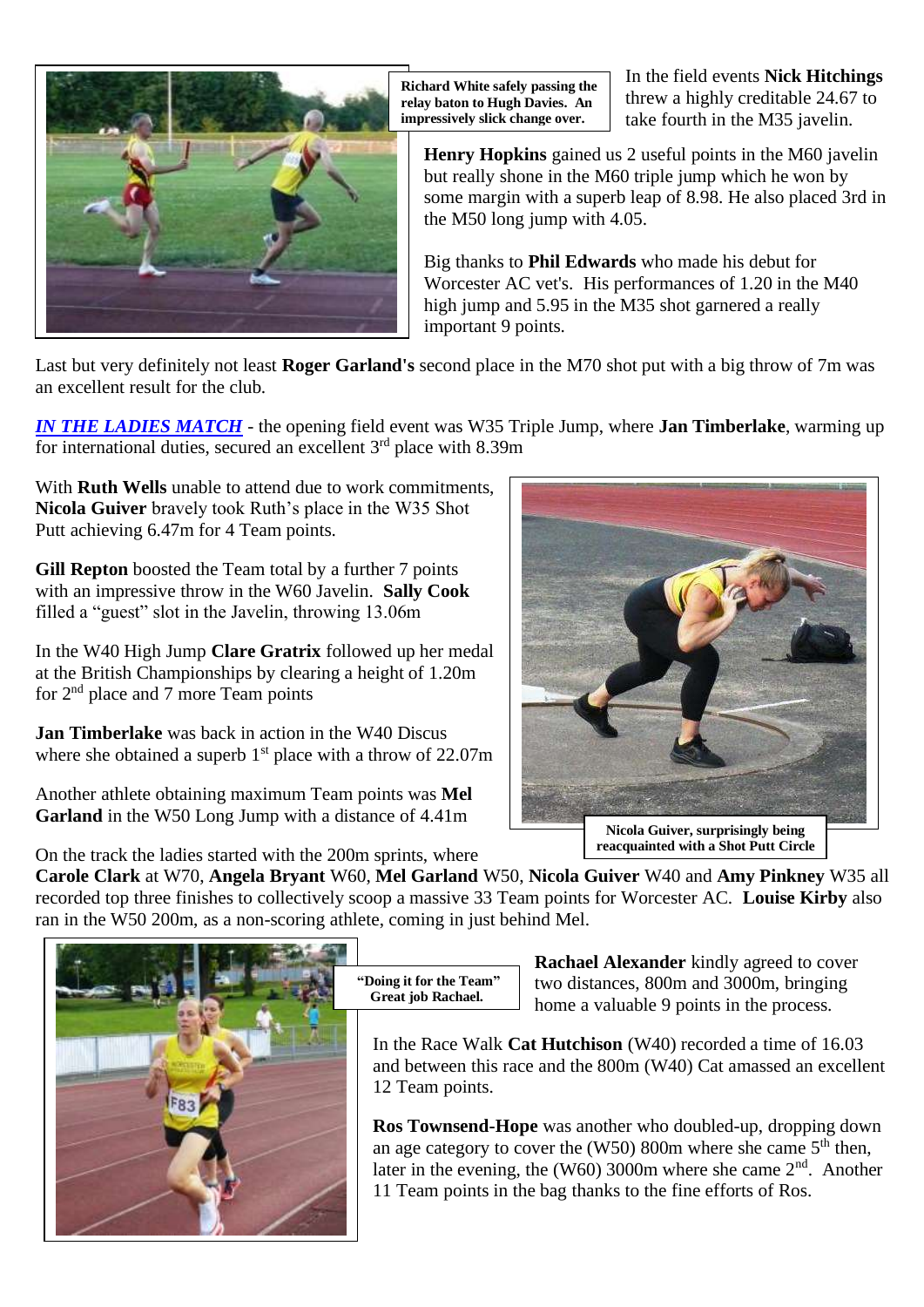**Richard White safely passing the relay baton to Hugh Davies. An impressively slick change over.**

In the field events **Nick Hitchings** threw a highly creditable 24.67 to take fourth in the M35 javelin.

**Henry Hopkins** gained us 2 useful points in the M60 javelin but really shone in the M60 triple jump which he won by some margin with a superb leap of 8.98. He also placed 3rd in the M50 long jump with 4.05.

Big thanks to **Phil Edwards** who made his debut for Worcester AC vet's. His performances of 1.20 in the M40 high jump and 5.95 in the M35 shot garnered a really important 9 points.

Last but very definitely not least **Roger Garland's** second place in the M70 shot put with a big throw of 7m was an excellent result for the club.

***IN THE LADIES MATCH*** - the opening field event was W35 Triple Jump, where **Jan Timberlake**, warming up for international duties, secured an excellent 3rd place with 8.39m

With **Ruth Wells** unable to attend due to work commitments, **Nicola Guiver** bravely took Ruth's place in the W35 Shot Putt achieving 6.47m for 4 Team points.

**Gill Repton** boosted the Team total by a further 7 points with an impressive throw in the W60 Javelin. **Sally Cook** filled a "guest" slot in the Javelin, throwing 13.06m

In the W40 High Jump **Clare Gratrix** followed up her medal at the British Championships by clearing a height of 1.20m for 2nd place and 7 more Team points

**Jan Timberlake** was back in action in the W40 Discus where she obtained a superb 1st place with a throw of 22.07m

Another athlete obtaining maximum Team points was **Mel Garland** in the W50 Long Jump with a distance of 4.41m

**Nicola Guiver, surprisingly being reacquainted with a Shot Putt Circle**

On the track the ladies started with the 200m sprints, where **Carole Clark** at W70, **Angela Bryant** W60, **Mel Garland** W50, **Nicola Guiver** W40 and **Amy Pinkney** W35 all recorded top three finishes to collectively scoop a massive 33 Team points for Worcester AC. **Louise Kirby** also ran in the W50 200m, as a non-scoring athlete, coming in just behind Mel.

**"Doing it for the Team" Great job Rachael.**

**Rachael Alexander** kindly agreed to cover two distances, 800m and 3000m, bringing home a valuable 9 points in the process.

In the Race Walk **Cat Hutchison** (W40) recorded a time of 16.03 and between this race and the 800m (W40) Cat amassed an excellent 12 Team points.

**Ros Townsend-Hope** was another who doubled-up, dropping down an age category to cover the (W50) 800m where she came 5th then, later in the evening, the (W60) 3000m where she came 2nd. Another 11 Team points in the bag thanks to the fine efforts of Ros.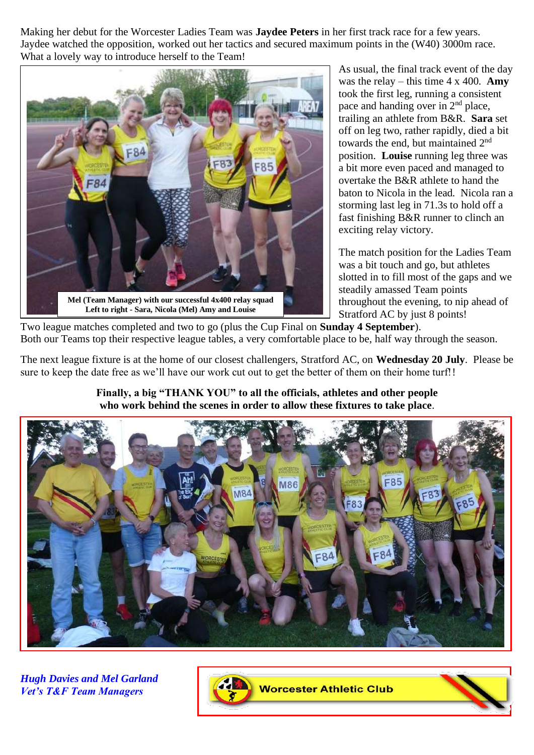Making her debut for the Worcester Ladies Team was **Jaydee Peters** in her first track race for a few years. Jaydee watched the opposition, worked out her tactics and secured maximum points in the (W40) 3000m race. What a lovely way to introduce herself to the Team!

**Mel (Team Manager) with our successful 4x400 relay squad**
**Left to right - Sara, Nicola (Mel) Amy and Louise**

As usual, the final track event of the day was the relay – this time 4 x 400. **Amy** took the first leg, running a consistent pace and handing over in 2nd place, trailing an athlete from B&R. **Sara** set off on leg two, rather rapidly, died a bit towards the end, but maintained 2nd position. **Louise** running leg three was a bit more even paced and managed to overtake the B&R athlete to hand the baton to Nicola in the lead. Nicola ran a storming last leg in 71.3s to hold off a fast finishing B&R runner to clinch an exciting relay victory.

The match position for the Ladies Team was a bit touch and go, but athletes slotted in to fill most of the gaps and we steadily amassed Team points throughout the evening, to nip ahead of Stratford AC by just 8 points!

Two league matches completed and two to go (plus the Cup Final on **Sunday 4 September**). Both our Teams top their respective league tables, a very comfortable place to be, half way through the season.

The next league fixture is at the home of our closest challengers, Stratford AC, on **Wednesday 20 July**. Please be sure to keep the date free as we'll have our work cut out to get the better of them on their home turf!!

**Finally, a big "THANK YOU" to all the officials, athletes and other people who work behind the scenes in order to allow these fixtures to take place**.

***Hugh Davies and Mel Garland***
***Vet's T&F Team Managers***

**Worcester Athletic Club**